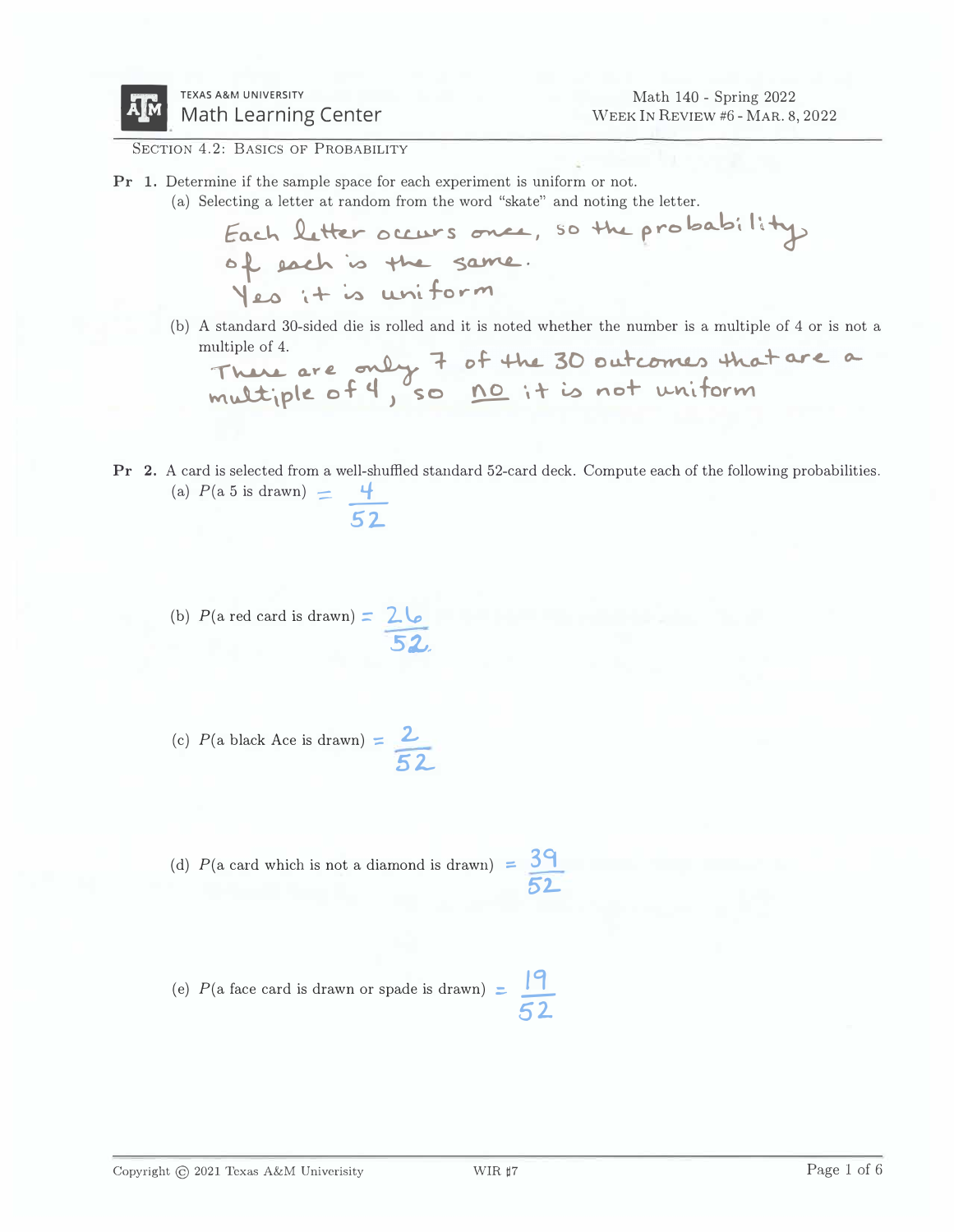Texas A&M University Math Learning Center

Math 140 - Spring 2022
Week In Review #6 - Mar. 8, 2022

## Section 4.2: Basics of Probability

**Pr 1.** Determine if the sample space for each experiment is uniform or not.

(a) Selecting a letter at random from the word "skate" and noting the letter.

Each letter occurs once, so the probability of each is the same.
Yes it is uniform

(b) A standard 30-sided die is rolled and it is noted whether the number is a multiple of 4 or is not a multiple of 4.

There are only 7 of the 30 outcomes that are a multiple of 4, so no it is not uniform

**Pr 2.** A card is selected from a well-shuffled standard 52-card deck. Compute each of the following probabilities.

(a) $P(\text{a 5 is drawn}) = \frac{4}{52}$

(b) $P(\text{a red card is drawn}) = \frac{26}{52}$

(c) $P(\text{a black Ace is drawn}) = \frac{2}{52}$

(d) $P(\text{a card which is not a diamond is drawn}) = \frac{39}{52}$

(e) $P(\text{a face card is drawn or spade is drawn}) = \frac{19}{52}$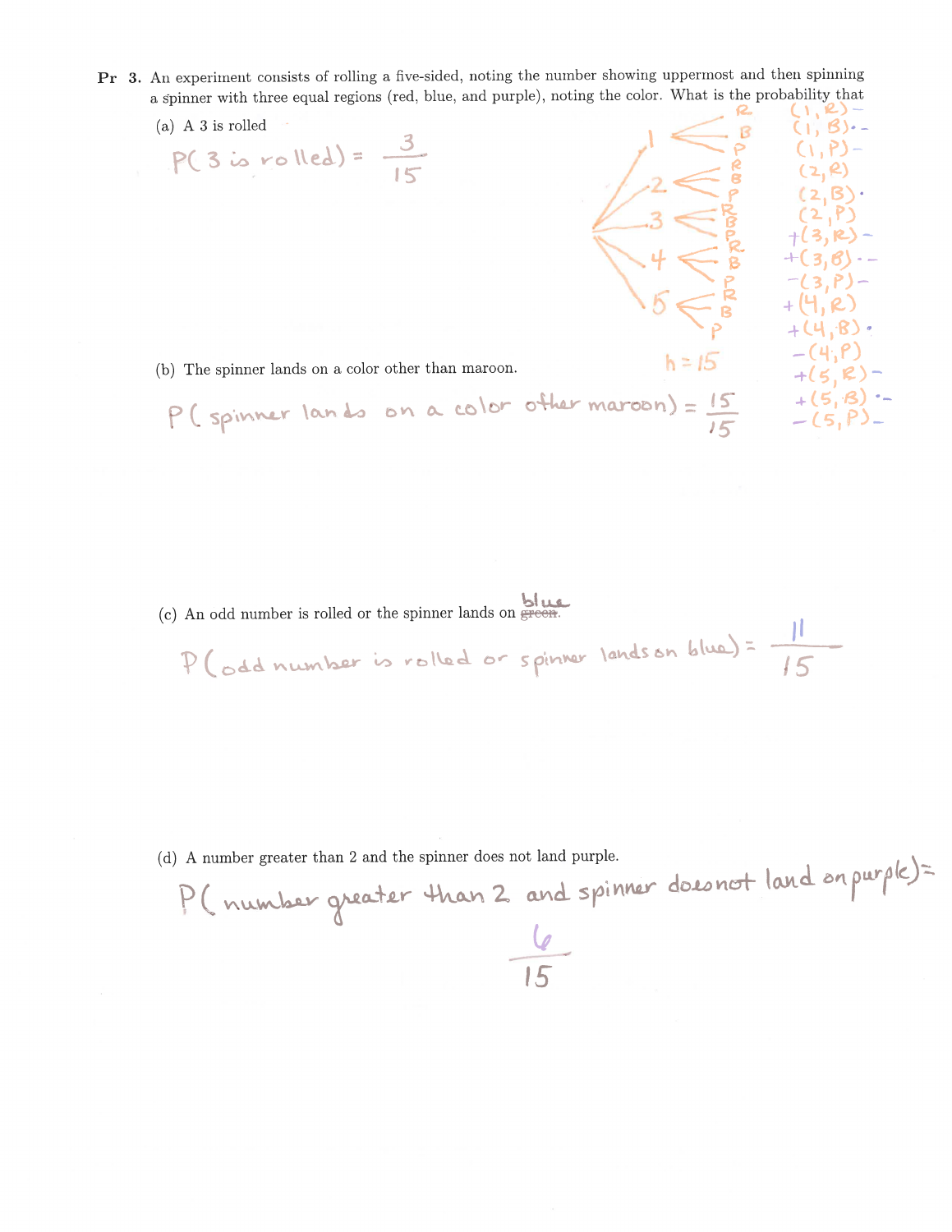**Pr 3.** An experiment consists of rolling a five-sided, noting the number showing uppermost and then spinning a spinner with three equal regions (red, blue, and purple), noting the color. What is the probability that

(a) A 3 is rolled

$P(\text{3 is rolled}) = \frac{3}{15}$

Tree diagram: 1 → R, B, P; 2 → R, B, P; 3 → R, B, P; 4 → R, B, P; 5 → R, B, P

$n = 15$

(1, R)
(1, B)
(1, P)
(2, R)
(2, B)
(2, P)
+(3, R)
+(3, B)
−(3, P)
+(4, R)
+(4, B)
−(4, P)
+(5, R)
+(5, B)
−(5, P)

(b) The spinner lands on a color other than maroon.

$P(\text{spinner lands on a color other maroon}) = \frac{15}{15}$

(c) An odd number is rolled or the spinner lands on ~~green~~ blue.

$P(\text{odd number is rolled or spinner lands on blue}) = \frac{11}{15}$

(d) A number greater than 2 and the spinner does not land purple.

$P(\text{number greater than 2 and spinner does not land on purple}) = \frac{6}{15}$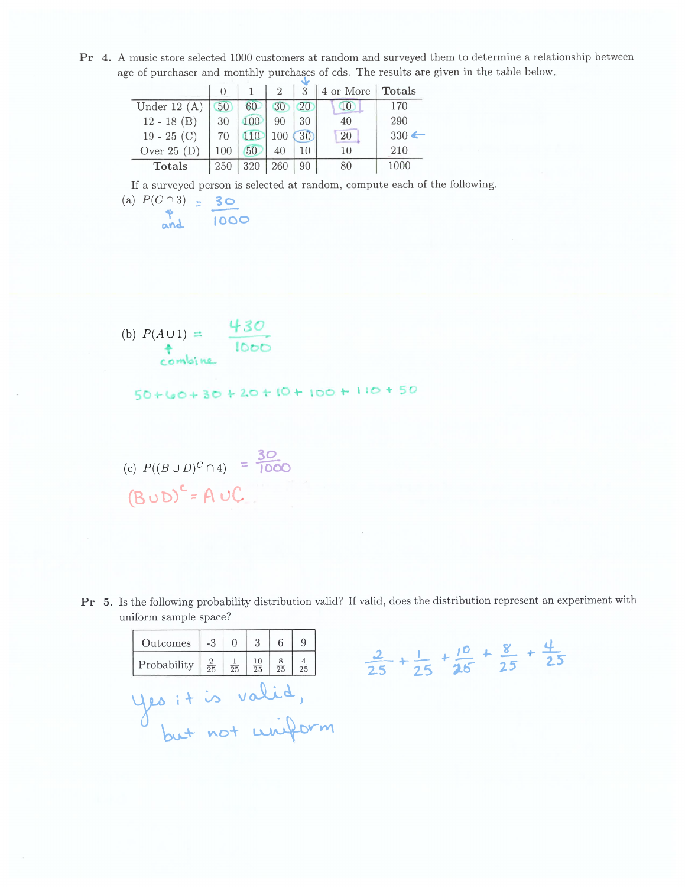**Pr 4.** A music store selected 1000 customers at random and surveyed them to determine a relationship between age of purchaser and monthly purchases of cds. The results are given in the table below.

| | 0 | 1 | 2 | 3 | 4 or More | Totals |
|---|---|---|---|---|---|---|
| Under 12 (A) | 50 | 60 | 30 | 20 | 10 | 170 |
| 12 - 18 (B) | 30 | 100 | 90 | 30 | 40 | 290 |
| 19 - 25 (C) | 70 | 110 | 100 | 30 | 20 | 330 ← |
| Over 25 (D) | 100 | 50 | 40 | 10 | 10 | 210 |
| **Totals** | 250 | 320 | 260 | 90 | 80 | 1000 |

If a surveyed person is selected at random, compute each of the following.

(a) $P(C \cap 3) = \frac{30}{1000}$

↑ and

(b) $P(A \cup 1) = \frac{430}{1000}$

↑ combine

$50 + 60 + 30 + 20 + 10 + 100 + 110 + 50$

(c) $P((B \cup D)^C \cap 4) = \frac{30}{1000}$

$(B \cup D)^c = A \cup C$

**Pr 5.** Is the following probability distribution valid? If valid, does the distribution represent an experiment with uniform sample space?

| Outcomes | -3 | 0 | 3 | 6 | 9 |
|---|---|---|---|---|---|
| Probability | $\frac{2}{25}$ | $\frac{1}{25}$ | $\frac{10}{25}$ | $\frac{8}{25}$ | $\frac{4}{25}$ |

$\frac{2}{25} + \frac{1}{25} + \frac{10}{25} + \frac{8}{25} + \frac{4}{25}$

yes it is valid, but not uniform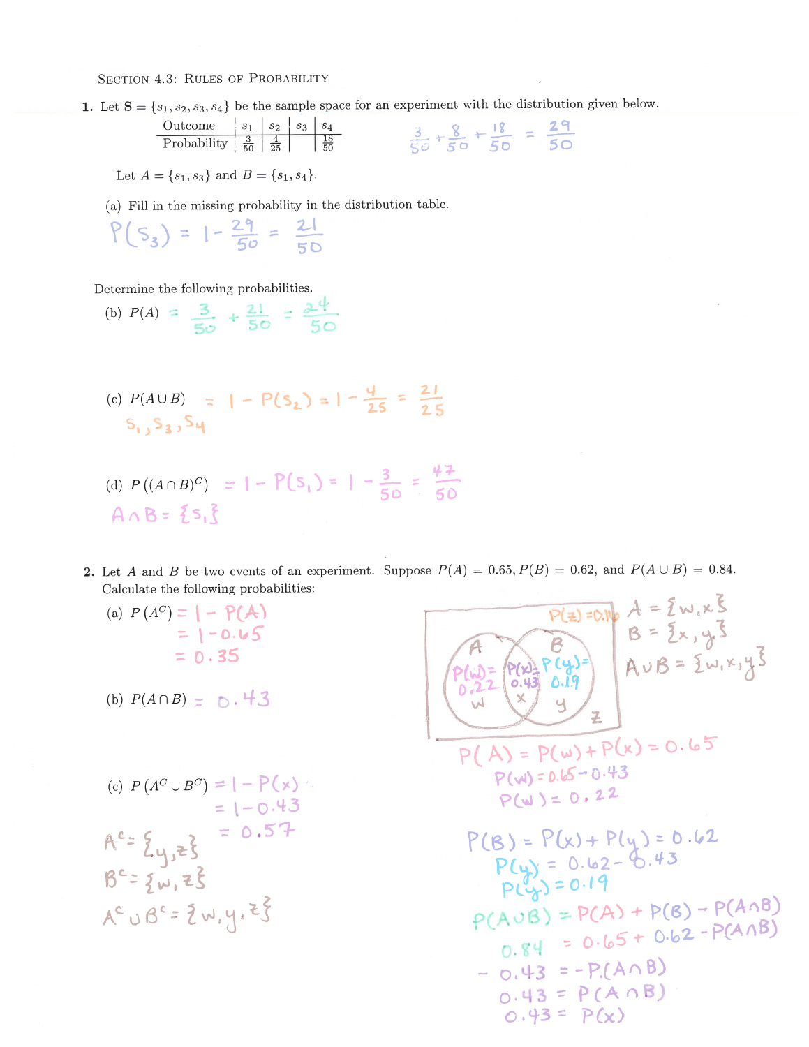# Section 4.3: Rules of Probability

**1.** Let $\mathbf{S} = \{s_1, s_2, s_3, s_4\}$ be the sample space for an experiment with the distribution given below.

| Outcome | $s_1$ | $s_2$ | $s_3$ | $s_4$ |
|---|---|---|---|---|
| Probability | $\frac{3}{50}$ | $\frac{4}{25}$ | | $\frac{18}{50}$ |

$\frac{3}{50} + \frac{8}{50} + \frac{18}{50} = \frac{29}{50}$

Let $A = \{s_1, s_3\}$ and $B = \{s_1, s_4\}$.

(a) Fill in the missing probability in the distribution table.

$P(s_3) = 1 - \frac{29}{50} = \frac{21}{50}$

Determine the following probabilities.

(b) $P(A) = \frac{3}{50} + \frac{21}{50} = \frac{24}{50}$

(c) $P(A \cup B) = 1 - P(s_2) = 1 - \frac{4}{25} = \frac{21}{25}$

$s_1, s_3, s_4$

(d) $P\left((A \cap B)^C\right) = 1 - P(s_1) = 1 - \frac{3}{50} = \frac{47}{50}$

$A \cap B = \{s_1\}$

**2.** Let $A$ and $B$ be two events of an experiment. Suppose $P(A) = 0.65$, $P(B) = 0.62$, and $P(A \cup B) = 0.84$. Calculate the following probabilities:

(a) $P\left(A^C\right) = 1 - P(A)$
$= 1 - 0.65$
$= 0.35$

(b) $P(A \cap B) = 0.43$

(c) $P\left(A^C \cup B^C\right) = 1 - P(x)$
$= 1 - 0.43$
$= 0.57$

$A^c = \{y, z\}$
$B^c = \{w, z\}$
$A^c \cup B^c = \{w, y, z\}$

[Venn diagram: A and B circles; $P(w) = 0.22$, $P(x) = 0.43$, $P(y) = 0.19$, $P(z) = 0.16$]

$A = \{w, x\}$
$B = \{x, y\}$
$A \cup B = \{w, x, y\}$

$P(A) = P(w) + P(x) = 0.65$
$P(w) = 0.65 - 0.43$
$P(w) = 0.22$

$P(B) = P(x) + P(y) = 0.62$
$P(y) = 0.62 - 0.43$
$P(y) = 0.19$

$P(A \cup B) = P(A) + P(B) - P(A \cap B)$
$0.84 = 0.65 + 0.62 - P(A \cap B)$
$-0.43 = -P(A \cap B)$
$0.43 = P(A \cap B)$
$0.43 = P(x)$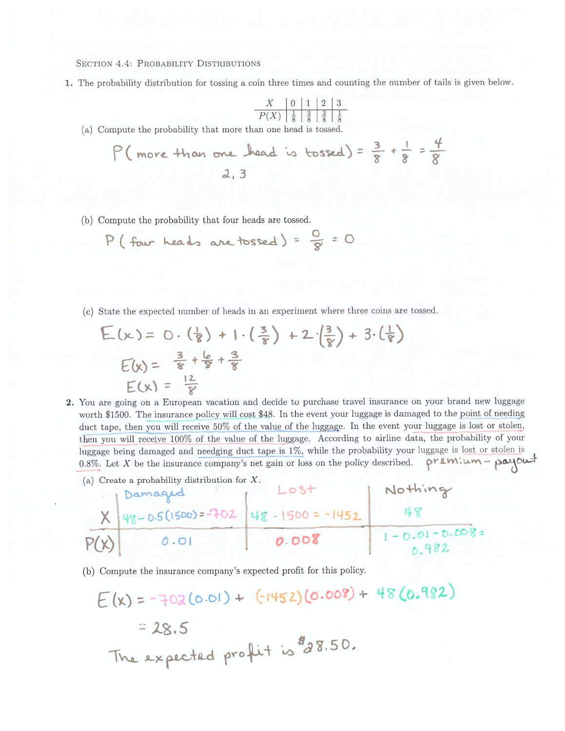Section 4.4: Probability Distributions

**1.** The probability distribution for tossing a coin three times and counting the number of tails is given below.

| $X$ | 0 | 1 | 2 | 3 |
|---|---|---|---|---|
| $P(X)$ | $\frac{1}{8}$ | $\frac{3}{8}$ | $\frac{3}{8}$ | $\frac{1}{8}$ |

(a) Compute the probability that more than one head is tossed.

$$P(\text{more than one head is tossed}) = \frac{3}{8} + \frac{1}{8} = \frac{4}{8}$$

2, 3

(b) Compute the probability that four heads are tossed.

$$P(\text{four heads are tossed}) = \frac{0}{8} = 0$$

(c) State the expected number of heads in an experiment where three coins are tossed.

$$E(x) = 0 \cdot \left(\frac{1}{8}\right) + 1 \cdot \left(\frac{3}{8}\right) + 2 \cdot \left(\frac{3}{8}\right) + 3 \cdot \left(\frac{1}{8}\right)$$

$$E(x) = \frac{3}{8} + \frac{6}{8} + \frac{3}{8}$$

$$E(x) = \frac{12}{8}$$

**2.** You are going on a European vacation and decide to purchase travel insurance on your brand new luggage worth \$1500. The insurance policy will cost \$48. In the event your luggage is damaged to the point of needing duct tape, then you will receive 50% of the value of the luggage. In the event your luggage is lost or stolen, then you will receive 100% of the value of the luggage. According to airline data, the probability of your luggage being damaged and needging duct tape is 1%, while the probability your luggage is lost or stolen is 0.8%. Let $X$ be the insurance company's net gain or loss on the policy described. premium − payout

(a) Create a probability distribution for $X$.

| | Damaged | Lost | Nothing |
|---|---|---|---|
| $X$ | $48 - 0.5(1500) = -702$ | $48 - 1500 = -1452$ | $48$ |
| $P(X)$ | $0.01$ | $0.008$ | $1 - 0.01 - 0.008 = 0.982$ |

(b) Compute the insurance company's expected profit for this policy.

$$E(x) = -702(0.01) + (-1452)(0.008) + 48(0.982)$$

$$= 28.5$$

The expected profit is \$28.50.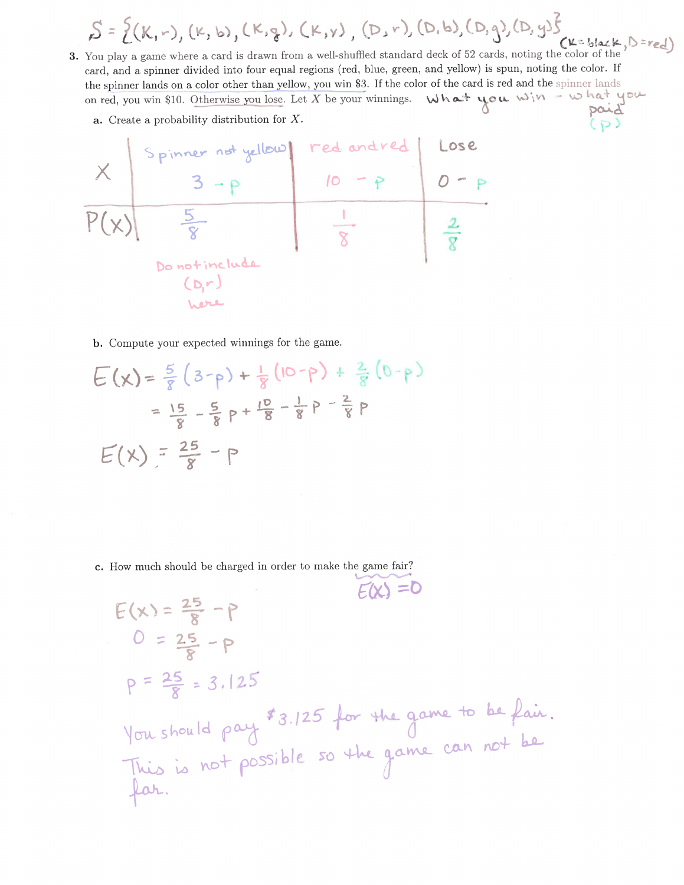$S = \{(K,r), (K,b), (K,g), (K,y), (D,r), (D,b), (D,g), (D,y)\}$ (K=black, D=red)

**3.** You play a game where a card is drawn from a well-shuffled standard deck of 52 cards, noting the color of the card, and a spinner divided into four equal regions (red, blue, green, and yellow) is spun, noting the color. If the spinner lands on a color other than yellow, you win \$3. If the color of the card is red and the spinner lands on red, you win \$10. Otherwise you lose. Let $X$ be your winnings. What you win − what you paid (p)

**a.** Create a probability distribution for $X$.

| $X$ | Spinner not yellow $3 - p$ | red and red $10 - p$ | Lose $0 - p$ |
|---|---|---|---|
| $P(X)$ | $\frac{5}{8}$ | $\frac{1}{8}$ | $\frac{2}{8}$ |

Do not include (D,r) here

**b.** Compute your expected winnings for the game.

$$E(x) = \frac{5}{8}(3-p) + \frac{1}{8}(10-p) + \frac{2}{8}(0-p)$$

$$= \frac{15}{8} - \frac{5}{8}p + \frac{10}{8} - \frac{1}{8}p - \frac{2}{8}p$$

$$E(x) = \frac{25}{8} - p$$

**c.** How much should be charged in order to make the game fair?

$E(X) = 0$

$$E(x) = \frac{25}{8} - p$$

$$0 = \frac{25}{8} - p$$

$$p = \frac{25}{8} = 3.125$$

You should pay \$3.125 for the game to be fair. This is not possible so the game can not be fair.